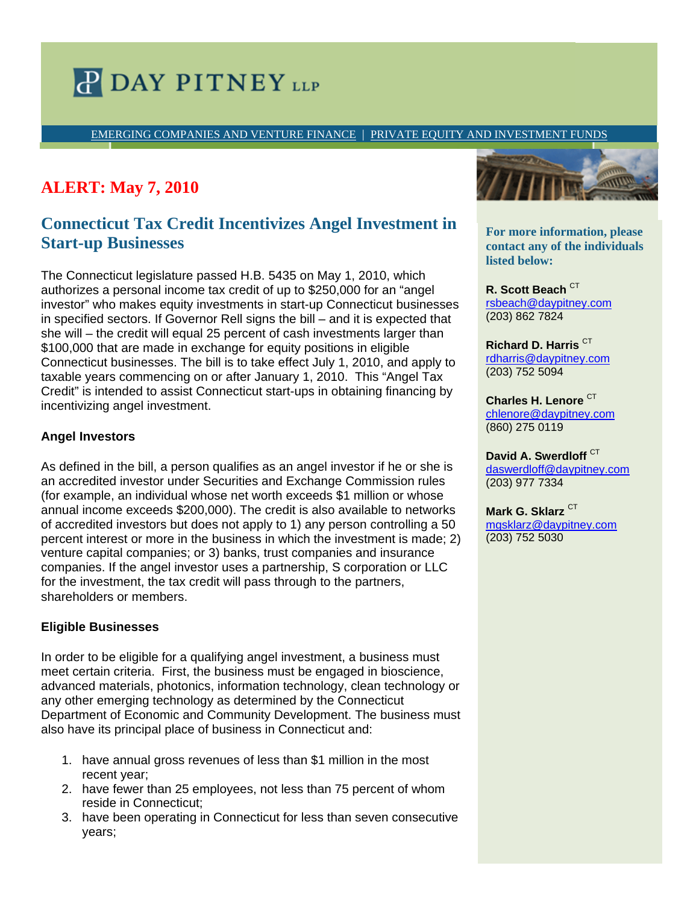DAY PITNEY LLP

EMERGING COMPANIES AND VENTURE FINANCE | PRIVATE EQUITY AND INVESTMENT FUNDS

**ALERT: May 7, 2010**

# Connecticut Tax Credit Incentivizes Angel Investment in Start-up Businesses

The Connecticut legislature passed H.B. 5435 on May 1, 2010, which authorizes a personal income tax credit of up to $250,000 for an "angel investor" who makes equity investments in start-up Connecticut businesses in specified sectors. If Governor Rell signs the bill – and it is expected that she will – the credit will equal 25 percent of cash investments larger than $100,000 that are made in exchange for equity positions in eligible Connecticut businesses. The bill is to take effect July 1, 2010, and apply to taxable years commencing on or after January 1, 2010. This "Angel Tax Credit" is intended to assist Connecticut start-ups in obtaining financing by incentivizing angel investment.

### Angel Investors

As defined in the bill, a person qualifies as an angel investor if he or she is an accredited investor under Securities and Exchange Commission rules (for example, an individual whose net worth exceeds $1 million or whose annual income exceeds $200,000). The credit is also available to networks of accredited investors but does not apply to 1) any person controlling a 50 percent interest or more in the business in which the investment is made; 2) venture capital companies; or 3) banks, trust companies and insurance companies. If the angel investor uses a partnership, S corporation or LLC for the investment, the tax credit will pass through to the partners, shareholders or members.

### Eligible Businesses

In order to be eligible for a qualifying angel investment, a business must meet certain criteria. First, the business must be engaged in bioscience, advanced materials, photonics, information technology, clean technology or any other emerging technology as determined by the Connecticut Department of Economic and Community Development. The business must also have its principal place of business in Connecticut and:

1. have annual gross revenues of less than $1 million in the most recent year;
2. have fewer than 25 employees, not less than 75 percent of whom reside in Connecticut;
3. have been operating in Connecticut for less than seven consecutive years;

**For more information, please contact any of the individuals listed below:**

**R. Scott Beach** [CT]
rsbeach@daypitney.com
(203) 862 7824

**Richard D. Harris** [CT]
rdharris@daypitney.com
(203) 752 5094

**Charles H. Lenore** [CT]
chlenore@daypitney.com
(860) 275 0119

**David A. Swerdloff** [CT]
daswerdloff@daypitney.com
(203) 977 7334

**Mark G. Sklarz** [CT]
mgsklarz@daypitney.com
(203) 752 5030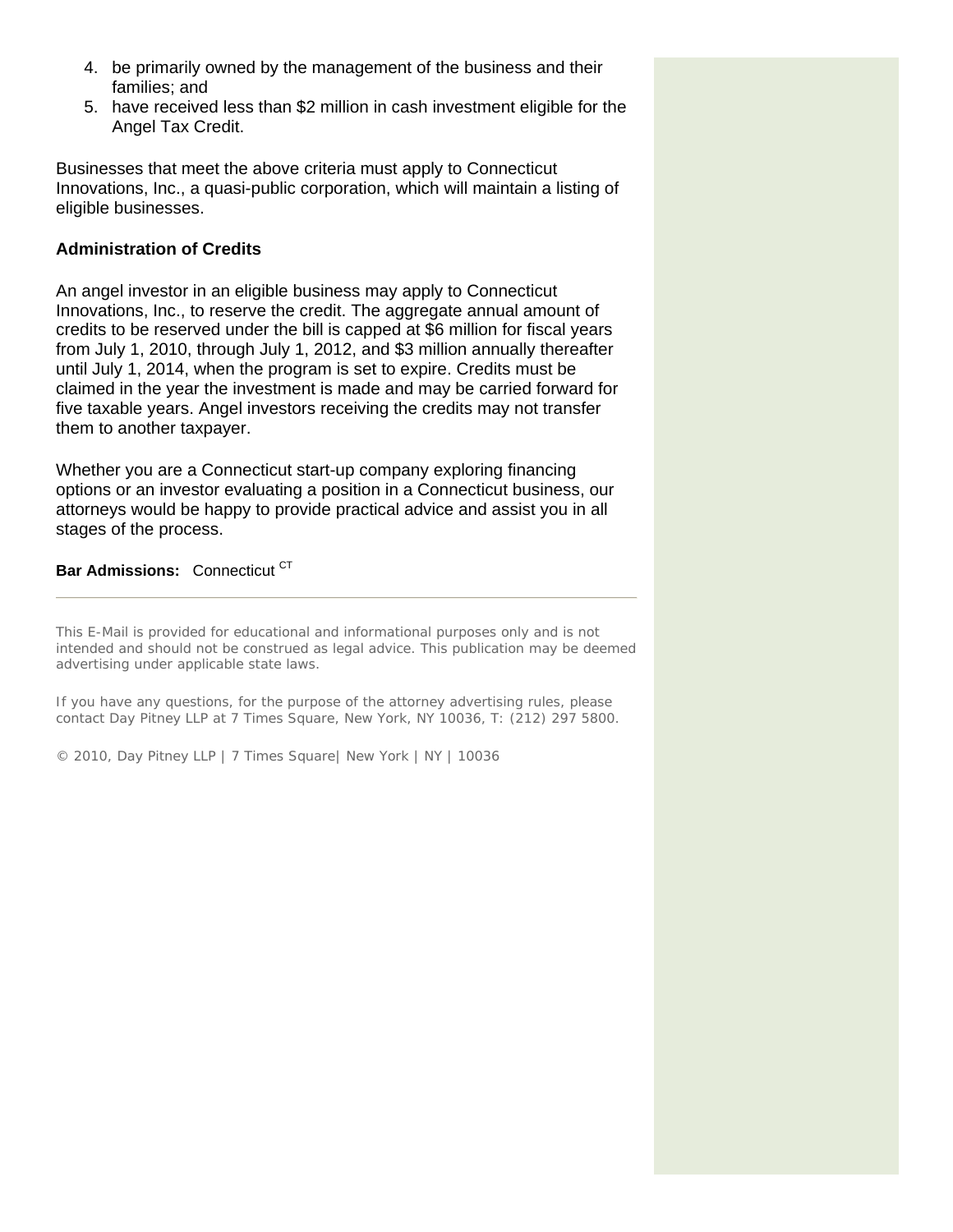4. be primarily owned by the management of the business and their families; and
5. have received less than $2 million in cash investment eligible for the Angel Tax Credit.

Businesses that meet the above criteria must apply to Connecticut Innovations, Inc., a quasi-public corporation, which will maintain a listing of eligible businesses.

**Administration of Credits**

An angel investor in an eligible business may apply to Connecticut Innovations, Inc., to reserve the credit. The aggregate annual amount of credits to be reserved under the bill is capped at $6 million for fiscal years from July 1, 2010, through July 1, 2012, and $3 million annually thereafter until July 1, 2014, when the program is set to expire. Credits must be claimed in the year the investment is made and may be carried forward for five taxable years. Angel investors receiving the credits may not transfer them to another taxpayer.

Whether you are a Connecticut start-up company exploring financing options or an investor evaluating a position in a Connecticut business, our attorneys would be happy to provide practical advice and assist you in all stages of the process.

**Bar Admissions:** Connecticut [CT]

---

This E-Mail is provided for educational and informational purposes only and is not intended and should not be construed as legal advice. This publication may be deemed advertising under applicable state laws.

If you have any questions, for the purpose of the attorney advertising rules, please contact Day Pitney LLP at 7 Times Square, New York, NY 10036, T: (212) 297 5800.

© 2010, Day Pitney LLP | 7 Times Square| New York | NY | 10036